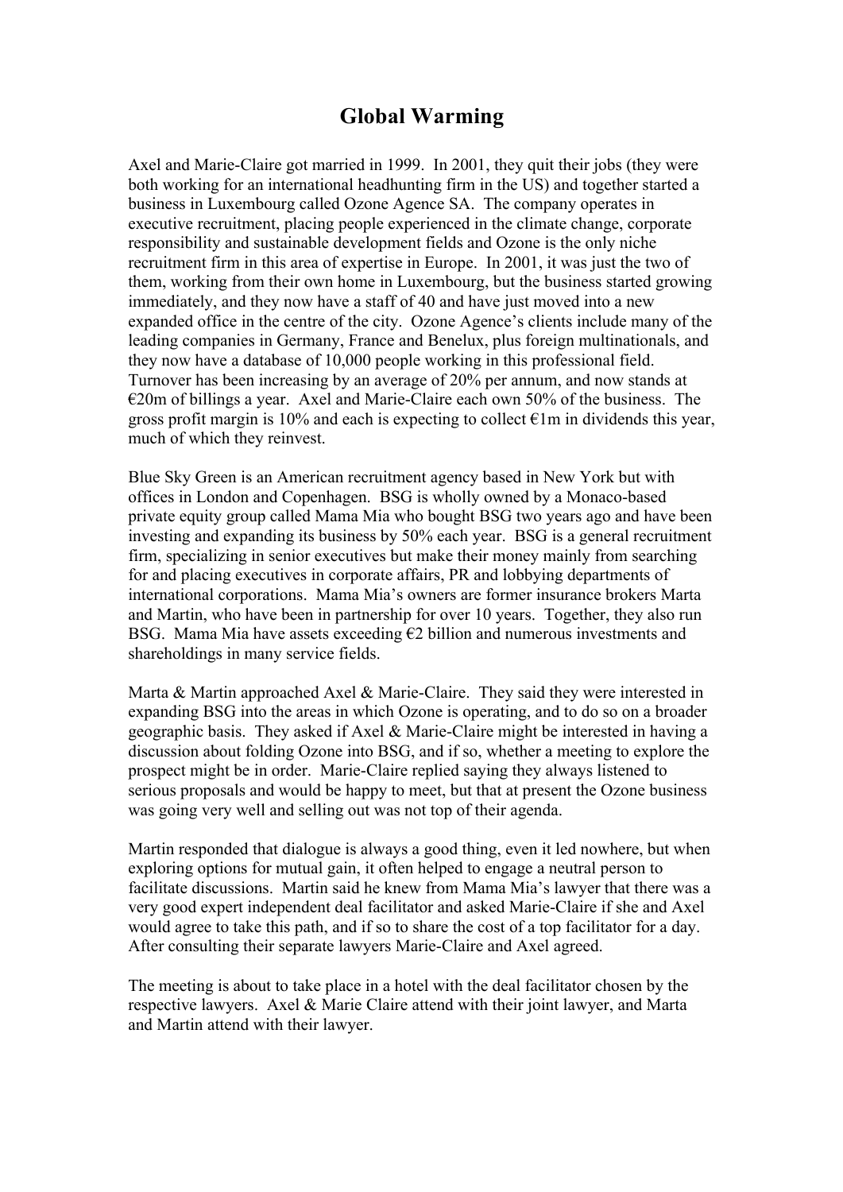# Global Warming

Axel and Marie-Claire got married in 1999. In 2001, they quit their jobs (they were both working for an international headhunting firm in the US) and together started a business in Luxembourg called Ozone Agence SA. The company operates in executive recruitment, placing people experienced in the climate change, corporate responsibility and sustainable development fields and Ozone is the only niche recruitment firm in this area of expertise in Europe. In 2001, it was just the two of them, working from their own home in Luxembourg, but the business started growing immediately, and they now have a staff of 40 and have just moved into a new expanded office in the centre of the city. Ozone Agence's clients include many of the leading companies in Germany, France and Benelux, plus foreign multinationals, and they now have a database of 10,000 people working in this professional field. Turnover has been increasing by an average of 20% per annum, and now stands at €20m of billings a year. Axel and Marie-Claire each own 50% of the business. The gross profit margin is 10% and each is expecting to collect €1m in dividends this year, much of which they reinvest.

Blue Sky Green is an American recruitment agency based in New York but with offices in London and Copenhagen. BSG is wholly owned by a Monaco-based private equity group called Mama Mia who bought BSG two years ago and have been investing and expanding its business by 50% each year. BSG is a general recruitment firm, specializing in senior executives but make their money mainly from searching for and placing executives in corporate affairs, PR and lobbying departments of international corporations. Mama Mia's owners are former insurance brokers Marta and Martin, who have been in partnership for over 10 years. Together, they also run BSG. Mama Mia have assets exceeding €2 billion and numerous investments and shareholdings in many service fields.

Marta & Martin approached Axel & Marie-Claire. They said they were interested in expanding BSG into the areas in which Ozone is operating, and to do so on a broader geographic basis. They asked if Axel & Marie-Claire might be interested in having a discussion about folding Ozone into BSG, and if so, whether a meeting to explore the prospect might be in order. Marie-Claire replied saying they always listened to serious proposals and would be happy to meet, but that at present the Ozone business was going very well and selling out was not top of their agenda.

Martin responded that dialogue is always a good thing, even it led nowhere, but when exploring options for mutual gain, it often helped to engage a neutral person to facilitate discussions. Martin said he knew from Mama Mia's lawyer that there was a very good expert independent deal facilitator and asked Marie-Claire if she and Axel would agree to take this path, and if so to share the cost of a top facilitator for a day. After consulting their separate lawyers Marie-Claire and Axel agreed.

The meeting is about to take place in a hotel with the deal facilitator chosen by the respective lawyers. Axel & Marie Claire attend with their joint lawyer, and Marta and Martin attend with their lawyer.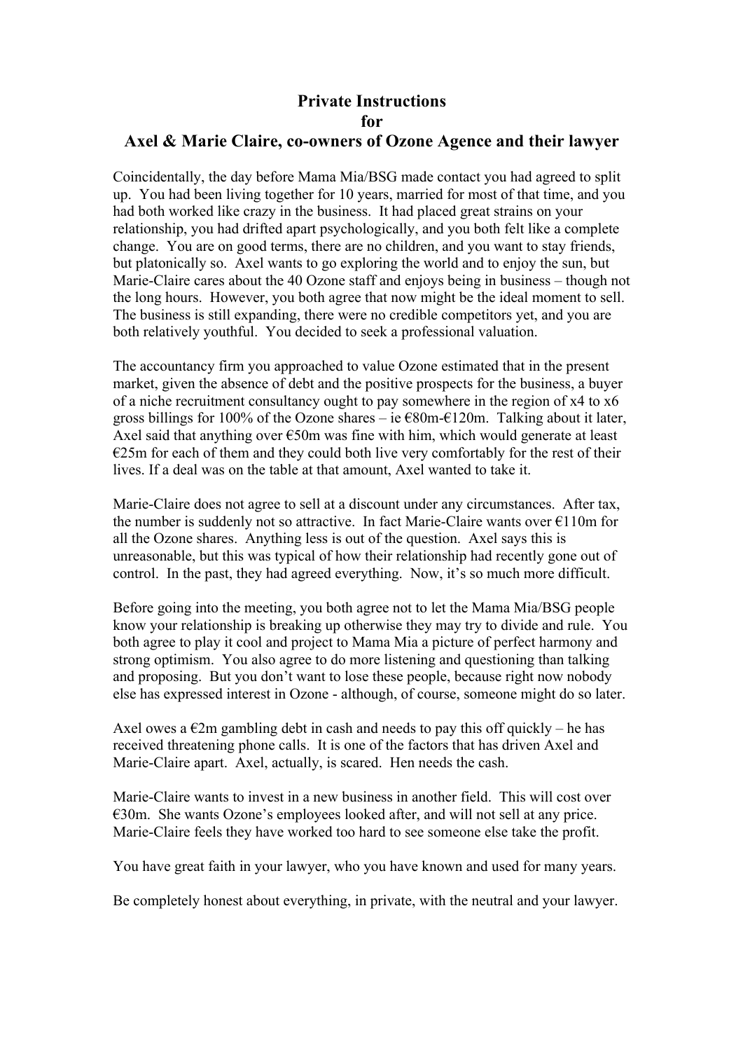# Private Instructions for Axel & Marie Claire, co-owners of Ozone Agence and their lawyer

Coincidentally, the day before Mama Mia/BSG made contact you had agreed to split up. You had been living together for 10 years, married for most of that time, and you had both worked like crazy in the business. It had placed great strains on your relationship, you had drifted apart psychologically, and you both felt like a complete change. You are on good terms, there are no children, and you want to stay friends, but platonically so. Axel wants to go exploring the world and to enjoy the sun, but Marie-Claire cares about the 40 Ozone staff and enjoys being in business – though not the long hours. However, you both agree that now might be the ideal moment to sell. The business is still expanding, there were no credible competitors yet, and you are both relatively youthful. You decided to seek a professional valuation.

The accountancy firm you approached to value Ozone estimated that in the present market, given the absence of debt and the positive prospects for the business, a buyer of a niche recruitment consultancy ought to pay somewhere in the region of x4 to x6 gross billings for 100% of the Ozone shares – ie €80m-€120m. Talking about it later, Axel said that anything over €50m was fine with him, which would generate at least €25m for each of them and they could both live very comfortably for the rest of their lives. If a deal was on the table at that amount, Axel wanted to take it.

Marie-Claire does not agree to sell at a discount under any circumstances. After tax, the number is suddenly not so attractive. In fact Marie-Claire wants over €110m for all the Ozone shares. Anything less is out of the question. Axel says this is unreasonable, but this was typical of how their relationship had recently gone out of control. In the past, they had agreed everything. Now, it's so much more difficult.

Before going into the meeting, you both agree not to let the Mama Mia/BSG people know your relationship is breaking up otherwise they may try to divide and rule. You both agree to play it cool and project to Mama Mia a picture of perfect harmony and strong optimism. You also agree to do more listening and questioning than talking and proposing. But you don't want to lose these people, because right now nobody else has expressed interest in Ozone - although, of course, someone might do so later.

Axel owes a €2m gambling debt in cash and needs to pay this off quickly – he has received threatening phone calls. It is one of the factors that has driven Axel and Marie-Claire apart. Axel, actually, is scared. Hen needs the cash.

Marie-Claire wants to invest in a new business in another field. This will cost over €30m. She wants Ozone's employees looked after, and will not sell at any price. Marie-Claire feels they have worked too hard to see someone else take the profit.

You have great faith in your lawyer, who you have known and used for many years.

Be completely honest about everything, in private, with the neutral and your lawyer.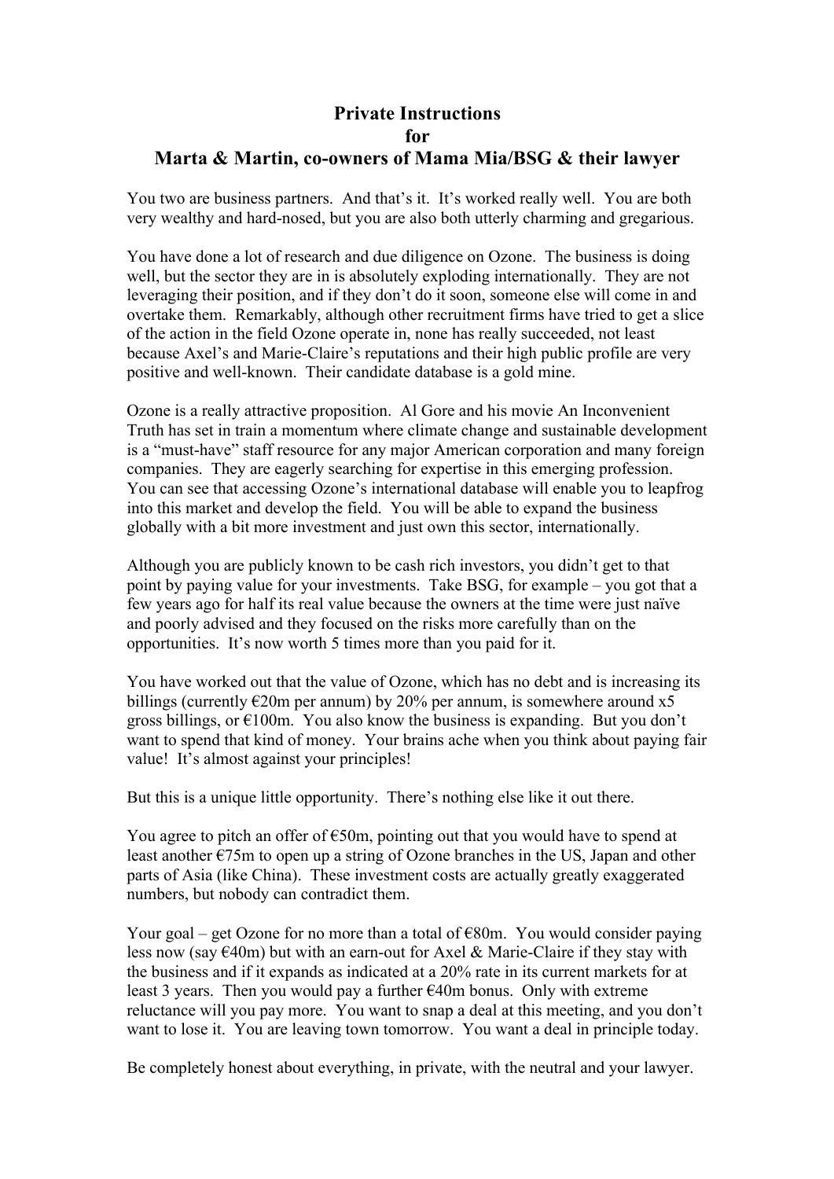# Private Instructions for Marta & Martin, co-owners of Mama Mia/BSG & their lawyer

You two are business partners. And that's it. It's worked really well. You are both very wealthy and hard-nosed, but you are also both utterly charming and gregarious.

You have done a lot of research and due diligence on Ozone. The business is doing well, but the sector they are in is absolutely exploding internationally. They are not leveraging their position, and if they don't do it soon, someone else will come in and overtake them. Remarkably, although other recruitment firms have tried to get a slice of the action in the field Ozone operate in, none has really succeeded, not least because Axel's and Marie-Claire's reputations and their high public profile are very positive and well-known. Their candidate database is a gold mine.

Ozone is a really attractive proposition. Al Gore and his movie An Inconvenient Truth has set in train a momentum where climate change and sustainable development is a "must-have" staff resource for any major American corporation and many foreign companies. They are eagerly searching for expertise in this emerging profession. You can see that accessing Ozone's international database will enable you to leapfrog into this market and develop the field. You will be able to expand the business globally with a bit more investment and just own this sector, internationally.

Although you are publicly known to be cash rich investors, you didn't get to that point by paying value for your investments. Take BSG, for example – you got that a few years ago for half its real value because the owners at the time were just naïve and poorly advised and they focused on the risks more carefully than on the opportunities. It's now worth 5 times more than you paid for it.

You have worked out that the value of Ozone, which has no debt and is increasing its billings (currently €20m per annum) by 20% per annum, is somewhere around x5 gross billings, or €100m. You also know the business is expanding. But you don't want to spend that kind of money. Your brains ache when you think about paying fair value! It's almost against your principles!

But this is a unique little opportunity. There's nothing else like it out there.

You agree to pitch an offer of €50m, pointing out that you would have to spend at least another €75m to open up a string of Ozone branches in the US, Japan and other parts of Asia (like China). These investment costs are actually greatly exaggerated numbers, but nobody can contradict them.

Your goal – get Ozone for no more than a total of €80m. You would consider paying less now (say €40m) but with an earn-out for Axel & Marie-Claire if they stay with the business and if it expands as indicated at a 20% rate in its current markets for at least 3 years. Then you would pay a further €40m bonus. Only with extreme reluctance will you pay more. You want to snap a deal at this meeting, and you don't want to lose it. You are leaving town tomorrow. You want a deal in principle today.

Be completely honest about everything, in private, with the neutral and your lawyer.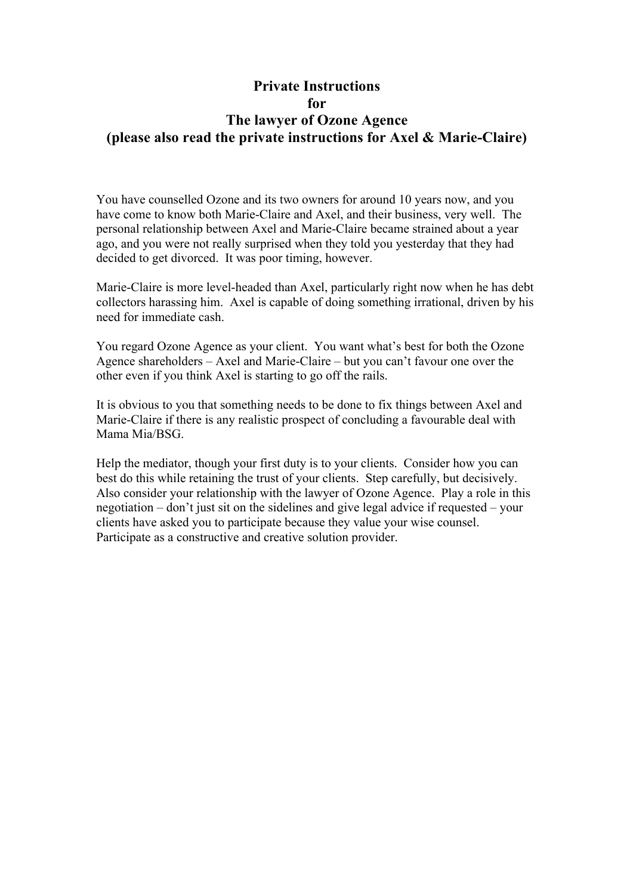# Private Instructions
# for
# The lawyer of Ozone Agence
# (please also read the private instructions for Axel & Marie-Claire)

You have counselled Ozone and its two owners for around 10 years now, and you have come to know both Marie-Claire and Axel, and their business, very well. The personal relationship between Axel and Marie-Claire became strained about a year ago, and you were not really surprised when they told you yesterday that they had decided to get divorced. It was poor timing, however.

Marie-Claire is more level-headed than Axel, particularly right now when he has debt collectors harassing him. Axel is capable of doing something irrational, driven by his need for immediate cash.

You regard Ozone Agence as your client. You want what's best for both the Ozone Agence shareholders – Axel and Marie-Claire – but you can't favour one over the other even if you think Axel is starting to go off the rails.

It is obvious to you that something needs to be done to fix things between Axel and Marie-Claire if there is any realistic prospect of concluding a favourable deal with Mama Mia/BSG.

Help the mediator, though your first duty is to your clients. Consider how you can best do this while retaining the trust of your clients. Step carefully, but decisively. Also consider your relationship with the lawyer of Ozone Agence. Play a role in this negotiation – don't just sit on the sidelines and give legal advice if requested – your clients have asked you to participate because they value your wise counsel. Participate as a constructive and creative solution provider.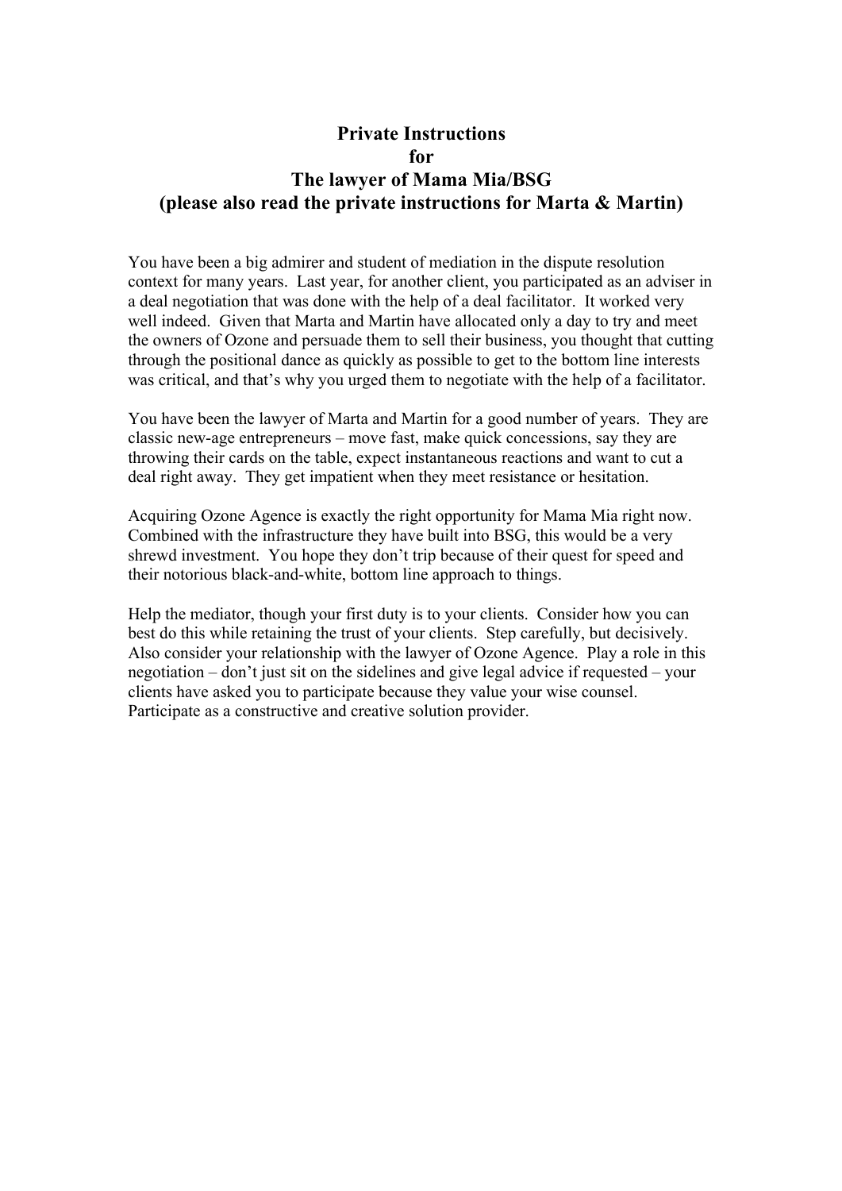# Private Instructions
# for
# The lawyer of Mama Mia/BSG
# (please also read the private instructions for Marta & Martin)

You have been a big admirer and student of mediation in the dispute resolution context for many years. Last year, for another client, you participated as an adviser in a deal negotiation that was done with the help of a deal facilitator. It worked very well indeed. Given that Marta and Martin have allocated only a day to try and meet the owners of Ozone and persuade them to sell their business, you thought that cutting through the positional dance as quickly as possible to get to the bottom line interests was critical, and that's why you urged them to negotiate with the help of a facilitator.

You have been the lawyer of Marta and Martin for a good number of years. They are classic new-age entrepreneurs – move fast, make quick concessions, say they are throwing their cards on the table, expect instantaneous reactions and want to cut a deal right away. They get impatient when they meet resistance or hesitation.

Acquiring Ozone Agence is exactly the right opportunity for Mama Mia right now. Combined with the infrastructure they have built into BSG, this would be a very shrewd investment. You hope they don't trip because of their quest for speed and their notorious black-and-white, bottom line approach to things.

Help the mediator, though your first duty is to your clients. Consider how you can best do this while retaining the trust of your clients. Step carefully, but decisively. Also consider your relationship with the lawyer of Ozone Agence. Play a role in this negotiation – don't just sit on the sidelines and give legal advice if requested – your clients have asked you to participate because they value your wise counsel. Participate as a constructive and creative solution provider.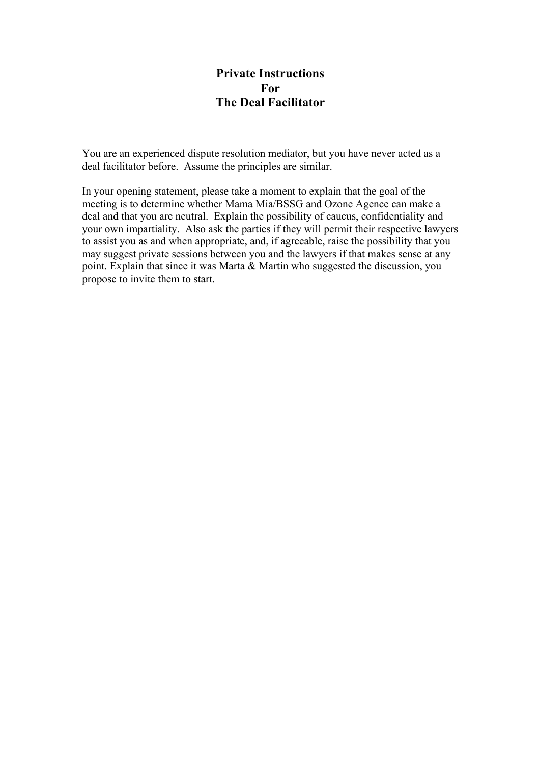# Private Instructions For The Deal Facilitator

You are an experienced dispute resolution mediator, but you have never acted as a deal facilitator before. Assume the principles are similar.

In your opening statement, please take a moment to explain that the goal of the meeting is to determine whether Mama Mia/BSSG and Ozone Agence can make a deal and that you are neutral. Explain the possibility of caucus, confidentiality and your own impartiality. Also ask the parties if they will permit their respective lawyers to assist you as and when appropriate, and, if agreeable, raise the possibility that you may suggest private sessions between you and the lawyers if that makes sense at any point. Explain that since it was Marta & Martin who suggested the discussion, you propose to invite them to start.